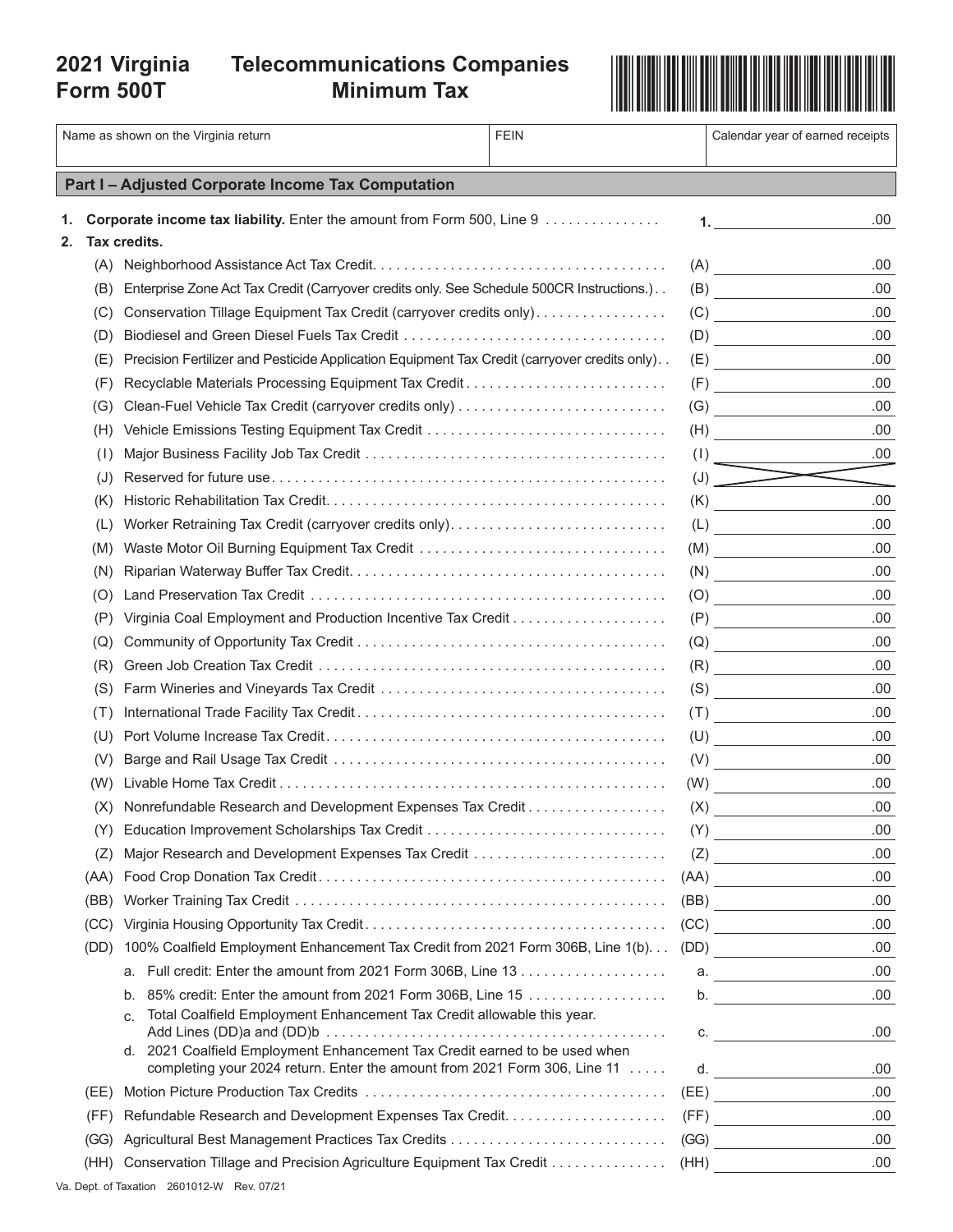# 2021 Virginia Form 500T — Telecommunications Companies Minimum Tax

| Name as shown on the Virginia return | FEIN | Calendar year of earned receipts |
|---|---|---|
| | | |

## Part I – Adjusted Corporate Income Tax Computation

**1. Corporate income tax liability.** Enter the amount from Form 500, Line 9 ............... **1.** .00

**2. Tax credits.**

| | Description | Line | Amount |
|---|---|---|---|
| (A) | Neighborhood Assistance Act Tax Credit | (A) | .00 |
| (B) | Enterprise Zone Act Tax Credit (Carryover credits only. See Schedule 500CR Instructions.) | (B) | .00 |
| (C) | Conservation Tillage Equipment Tax Credit (carryover credits only) | (C) | .00 |
| (D) | Biodiesel and Green Diesel Fuels Tax Credit | (D) | .00 |
| (E) | Precision Fertilizer and Pesticide Application Equipment Tax Credit (carryover credits only) | (E) | .00 |
| (F) | Recyclable Materials Processing Equipment Tax Credit | (F) | .00 |
| (G) | Clean-Fuel Vehicle Tax Credit (carryover credits only) | (G) | .00 |
| (H) | Vehicle Emissions Testing Equipment Tax Credit | (H) | .00 |
| (I) | Major Business Facility Job Tax Credit | (I) | .00 |
| (J) | Reserved for future use | (J) | |
| (K) | Historic Rehabilitation Tax Credit | (K) | .00 |
| (L) | Worker Retraining Tax Credit (carryover credits only) | (L) | .00 |
| (M) | Waste Motor Oil Burning Equipment Tax Credit | (M) | .00 |
| (N) | Riparian Waterway Buffer Tax Credit | (N) | .00 |
| (O) | Land Preservation Tax Credit | (O) | .00 |
| (P) | Virginia Coal Employment and Production Incentive Tax Credit | (P) | .00 |
| (Q) | Community of Opportunity Tax Credit | (Q) | .00 |
| (R) | Green Job Creation Tax Credit | (R) | .00 |
| (S) | Farm Wineries and Vineyards Tax Credit | (S) | .00 |
| (T) | International Trade Facility Tax Credit | (T) | .00 |
| (U) | Port Volume Increase Tax Credit | (U) | .00 |
| (V) | Barge and Rail Usage Tax Credit | (V) | .00 |
| (W) | Livable Home Tax Credit | (W) | .00 |
| (X) | Nonrefundable Research and Development Expenses Tax Credit | (X) | .00 |
| (Y) | Education Improvement Scholarships Tax Credit | (Y) | .00 |
| (Z) | Major Research and Development Expenses Tax Credit | (Z) | .00 |
| (AA) | Food Crop Donation Tax Credit | (AA) | .00 |
| (BB) | Worker Training Tax Credit | (BB) | .00 |
| (CC) | Virginia Housing Opportunity Tax Credit | (CC) | .00 |
| (DD) | 100% Coalfield Employment Enhancement Tax Credit from 2021 Form 306B, Line 1(b) | (DD) | .00 |
| | a. Full credit: Enter the amount from 2021 Form 306B, Line 13 | a. | .00 |
| | b. 85% credit: Enter the amount from 2021 Form 306B, Line 15 | b. | .00 |
| | c. Total Coalfield Employment Enhancement Tax Credit allowable this year. Add Lines (DD)a and (DD)b | c. | .00 |
| | d. 2021 Coalfield Employment Enhancement Tax Credit earned to be used when completing your 2024 return. Enter the amount from 2021 Form 306, Line 11 | d. | .00 |
| (EE) | Motion Picture Production Tax Credits | (EE) | .00 |
| (FF) | Refundable Research and Development Expenses Tax Credit | (FF) | .00 |
| (GG) | Agricultural Best Management Practices Tax Credits | (GG) | .00 |
| (HH) | Conservation Tillage and Precision Agriculture Equipment Tax Credit | (HH) | .00 |

Va. Dept. of Taxation 2601012-W Rev. 07/21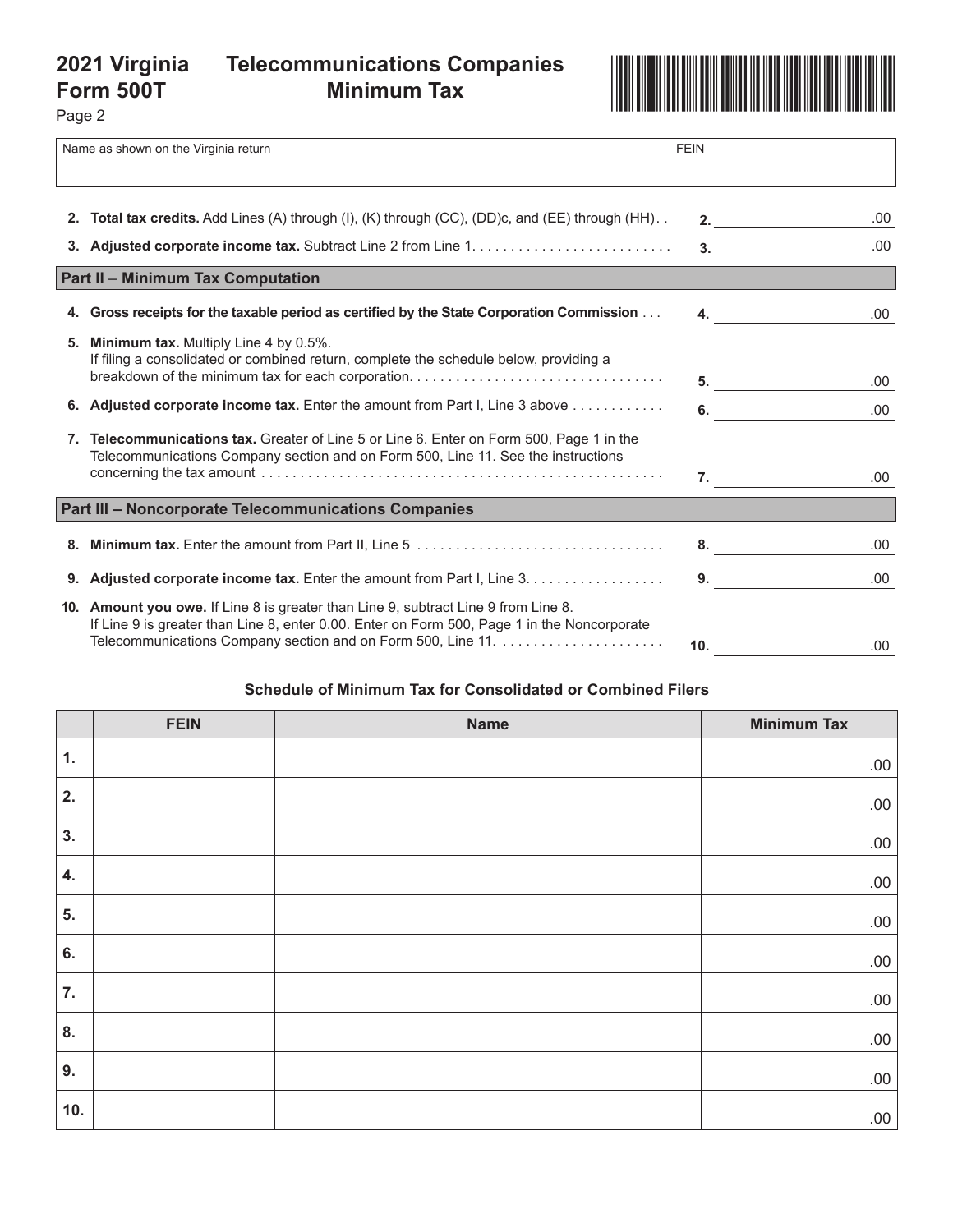# 2021 Virginia Form 500T — Telecommunications Companies Minimum Tax

Page 2

| Name as shown on the Virginia return | FEIN |
|---|---|
| | |

**2. Total tax credits.** Add Lines (A) through (I), (K) through (CC), (DD)c, and (EE) through (HH) . . **2.** ________ .00

**3. Adjusted corporate income tax.** Subtract Line 2 from Line 1 . . . . . . . . . . . . . . . . . . . . . . . . . **3.** ________ .00

## Part II – Minimum Tax Computation

**4. Gross receipts for the taxable period as certified by the State Corporation Commission** . . . **4.** ________ .00

**5. Minimum tax.** Multiply Line 4 by 0.5%.
If filing a consolidated or combined return, complete the schedule below, providing a breakdown of the minimum tax for each corporation. . . . . . . . . . . . . . . . . . . . . . . . . . . . . . . . **5.** ________ .00

**6. Adjusted corporate income tax.** Enter the amount from Part I, Line 3 above . . . . . . . . . . . . **6.** ________ .00

**7. Telecommunications tax.** Greater of Line 5 or Line 6. Enter on Form 500, Page 1 in the Telecommunications Company section and on Form 500, Line 11. See the instructions concerning the tax amount . . . . . . . . . . . . . . . . . . . . . . . . . . . . . . . . . . . . . . . . . . . . . . . . . . . **7.** ________ .00

## Part III – Noncorporate Telecommunications Companies

**8. Minimum tax.** Enter the amount from Part II, Line 5 . . . . . . . . . . . . . . . . . . . . . . . . . . . . . . . **8.** ________ .00

**9. Adjusted corporate income tax.** Enter the amount from Part I, Line 3. . . . . . . . . . . . . . . . . . **9.** ________ .00

**10. Amount you owe.** If Line 8 is greater than Line 9, subtract Line 9 from Line 8.
If Line 9 is greater than Line 8, enter 0.00. Enter on Form 500, Page 1 in the Noncorporate Telecommunications Company section and on Form 500, Line 11. . . . . . . . . . . . . . . . . . . . . . **10.** ________ .00

### Schedule of Minimum Tax for Consolidated or Combined Filers

| | FEIN | Name | Minimum Tax |
|---|---|---|---|
| 1. | | | .00 |
| 2. | | | .00 |
| 3. | | | .00 |
| 4. | | | .00 |
| 5. | | | .00 |
| 6. | | | .00 |
| 7. | | | .00 |
| 8. | | | .00 |
| 9. | | | .00 |
| 10. | | | .00 |